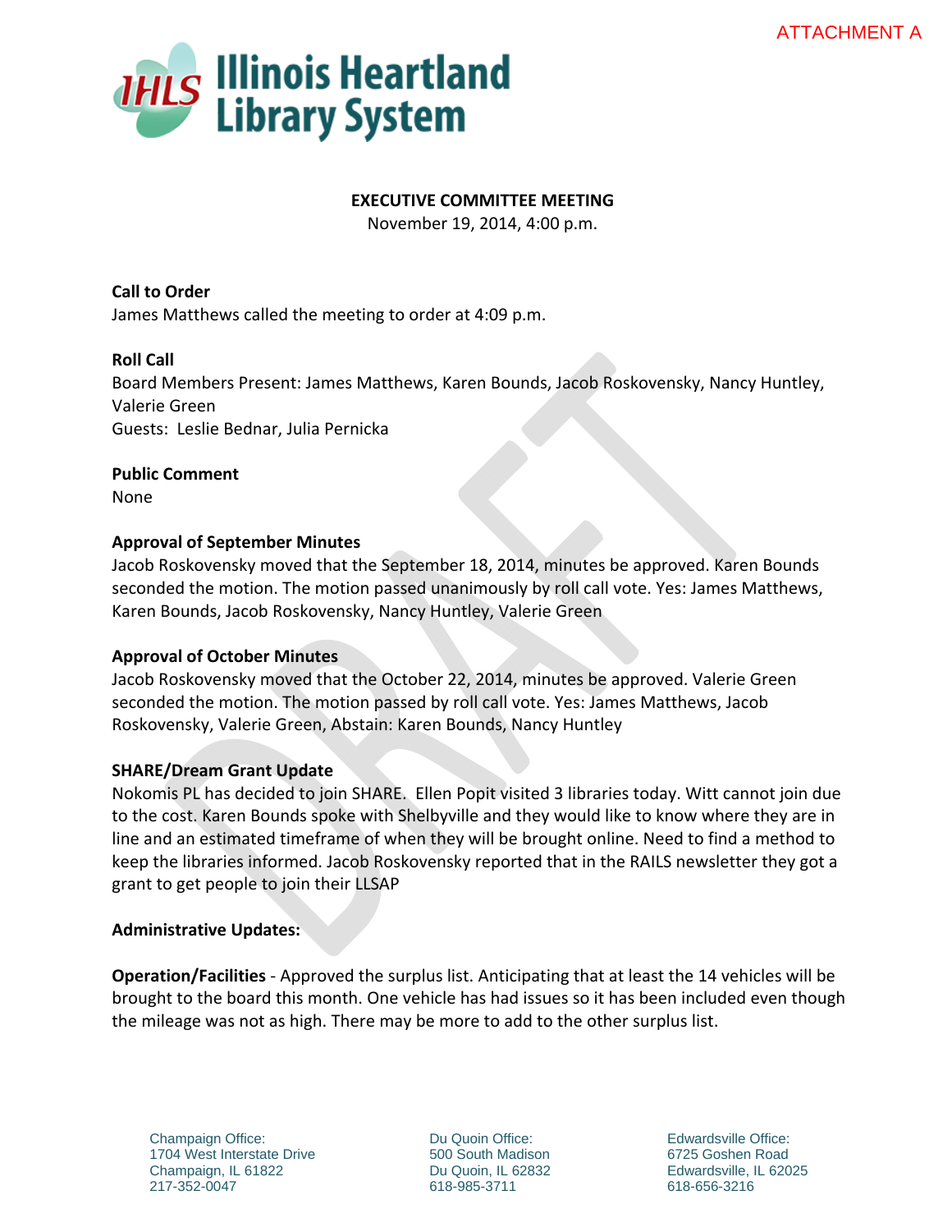ATTACHMENT A

# Illinois Heartland Library System

## EXECUTIVE COMMITTEE MEETING

November 19, 2014, 4:00 p.m.

**Call to Order**
James Matthews called the meeting to order at 4:09 p.m.

**Roll Call**
Board Members Present: James Matthews, Karen Bounds, Jacob Roskovensky, Nancy Huntley, Valerie Green
Guests: Leslie Bednar, Julia Pernicka

**Public Comment**
None

**Approval of September Minutes**
Jacob Roskovensky moved that the September 18, 2014, minutes be approved. Karen Bounds seconded the motion. The motion passed unanimously by roll call vote. Yes: James Matthews, Karen Bounds, Jacob Roskovensky, Nancy Huntley, Valerie Green

**Approval of October Minutes**
Jacob Roskovensky moved that the October 22, 2014, minutes be approved. Valerie Green seconded the motion. The motion passed by roll call vote. Yes: James Matthews, Jacob Roskovensky, Valerie Green, Abstain: Karen Bounds, Nancy Huntley

**SHARE/Dream Grant Update**
Nokomis PL has decided to join SHARE. Ellen Popit visited 3 libraries today. Witt cannot join due to the cost. Karen Bounds spoke with Shelbyville and they would like to know where they are in line and an estimated timeframe of when they will be brought online. Need to find a method to keep the libraries informed. Jacob Roskovensky reported that in the RAILS newsletter they got a grant to get people to join their LLSAP

**Administrative Updates:**

**Operation/Facilities** - Approved the surplus list. Anticipating that at least the 14 vehicles will be brought to the board this month. One vehicle has had issues so it has been included even though the mileage was not as high. There may be more to add to the other surplus list.

Champaign Office:
1704 West Interstate Drive
Champaign, IL 61822
217-352-0047

Du Quoin Office:
500 South Madison
Du Quoin, IL 62832
618-985-3711

Edwardsville Office:
6725 Goshen Road
Edwardsville, IL 62025
618-656-3216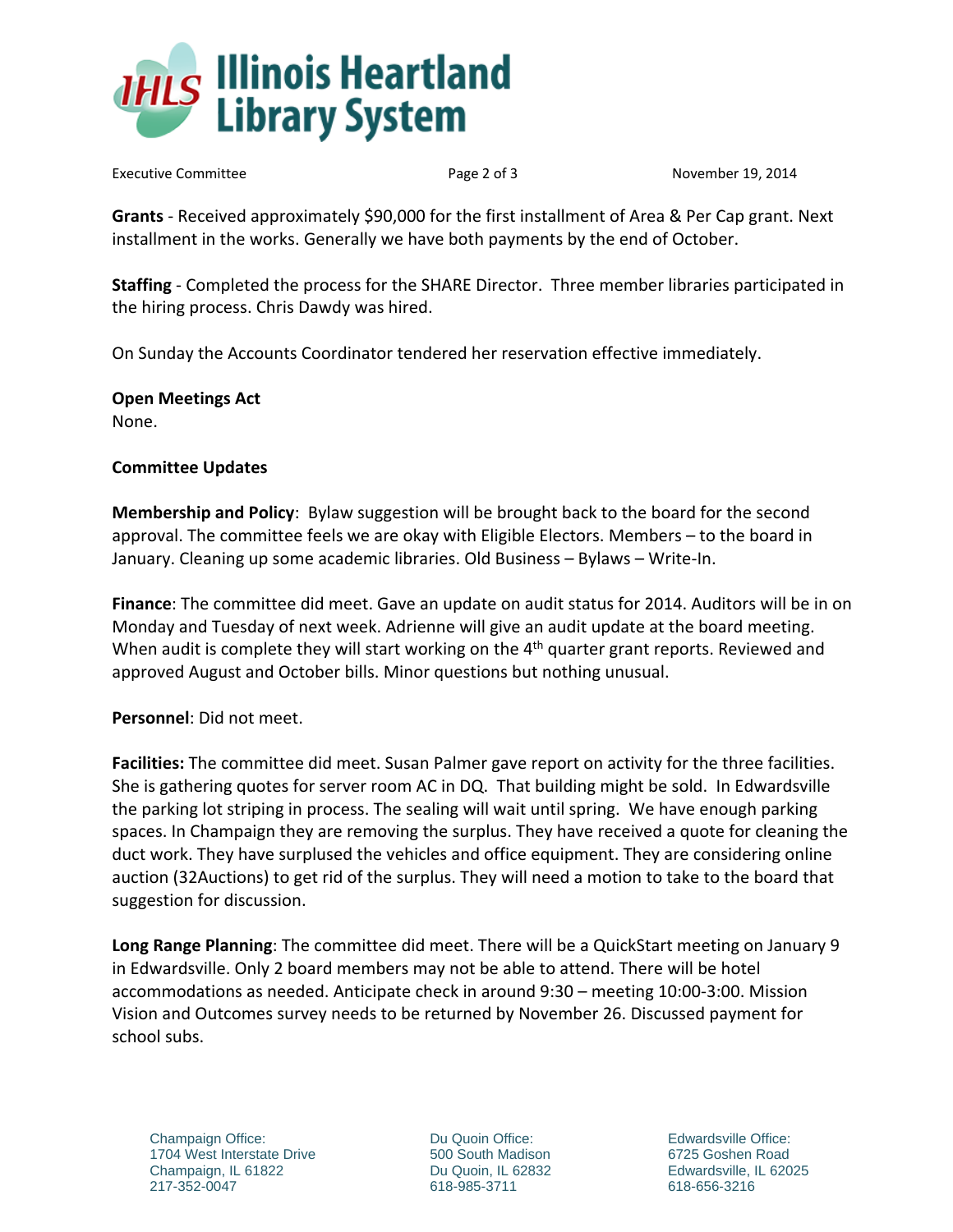**Grants** - Received approximately $90,000 for the first installment of Area & Per Cap grant. Next installment in the works. Generally we have both payments by the end of October.

**Staffing** - Completed the process for the SHARE Director. Three member libraries participated in the hiring process. Chris Dawdy was hired.

On Sunday the Accounts Coordinator tendered her reservation effective immediately.

**Open Meetings Act**
None.

**Committee Updates**

**Membership and Policy**: Bylaw suggestion will be brought back to the board for the second approval. The committee feels we are okay with Eligible Electors. Members – to the board in January. Cleaning up some academic libraries. Old Business – Bylaws – Write-In.

**Finance**: The committee did meet. Gave an update on audit status for 2014. Auditors will be in on Monday and Tuesday of next week. Adrienne will give an audit update at the board meeting. When audit is complete they will start working on the 4th quarter grant reports. Reviewed and approved August and October bills. Minor questions but nothing unusual.

**Personnel**: Did not meet.

**Facilities:** The committee did meet. Susan Palmer gave report on activity for the three facilities. She is gathering quotes for server room AC in DQ. That building might be sold. In Edwardsville the parking lot striping in process. The sealing will wait until spring. We have enough parking spaces. In Champaign they are removing the surplus. They have received a quote for cleaning the duct work. They have surplused the vehicles and office equipment. They are considering online auction (32Auctions) to get rid of the surplus. They will need a motion to take to the board that suggestion for discussion.

**Long Range Planning**: The committee did meet. There will be a QuickStart meeting on January 9 in Edwardsville. Only 2 board members may not be able to attend. There will be hotel accommodations as needed. Anticipate check in around 9:30 – meeting 10:00-3:00. Mission Vision and Outcomes survey needs to be returned by November 26. Discussed payment for school subs.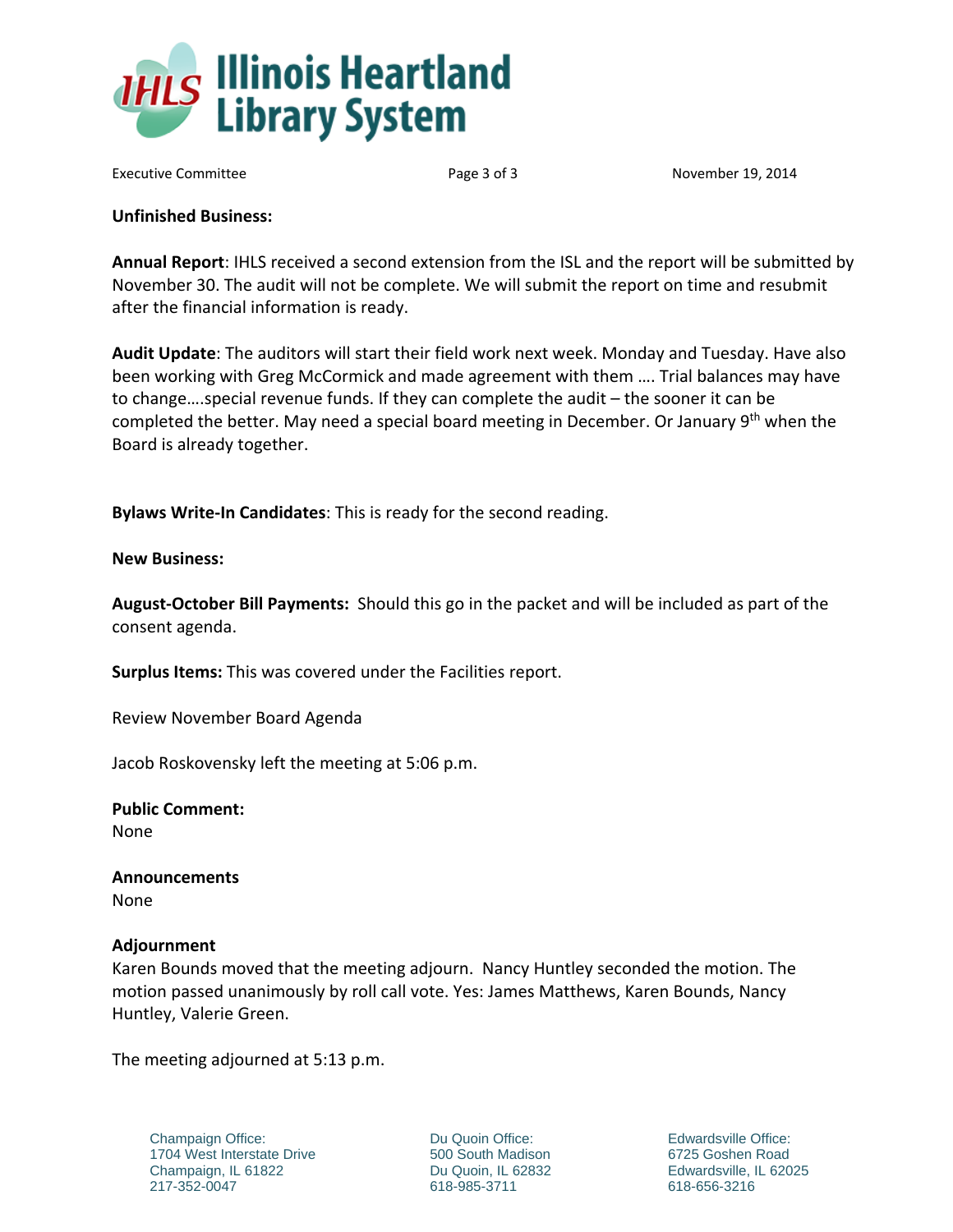**Unfinished Business:**

**Annual Report**: IHLS received a second extension from the ISL and the report will be submitted by November 30. The audit will not be complete. We will submit the report on time and resubmit after the financial information is ready.

**Audit Update**: The auditors will start their field work next week. Monday and Tuesday. Have also been working with Greg McCormick and made agreement with them …. Trial balances may have to change….special revenue funds. If they can complete the audit – the sooner it can be completed the better. May need a special board meeting in December. Or January 9th when the Board is already together.

**Bylaws Write-In Candidates**: This is ready for the second reading.

**New Business:**

**August-October Bill Payments:** Should this go in the packet and will be included as part of the consent agenda.

**Surplus Items:** This was covered under the Facilities report.

Review November Board Agenda

Jacob Roskovensky left the meeting at 5:06 p.m.

**Public Comment:**
None

**Announcements**
None

**Adjournment**
Karen Bounds moved that the meeting adjourn. Nancy Huntley seconded the motion. The motion passed unanimously by roll call vote. Yes: James Matthews, Karen Bounds, Nancy Huntley, Valerie Green.

The meeting adjourned at 5:13 p.m.